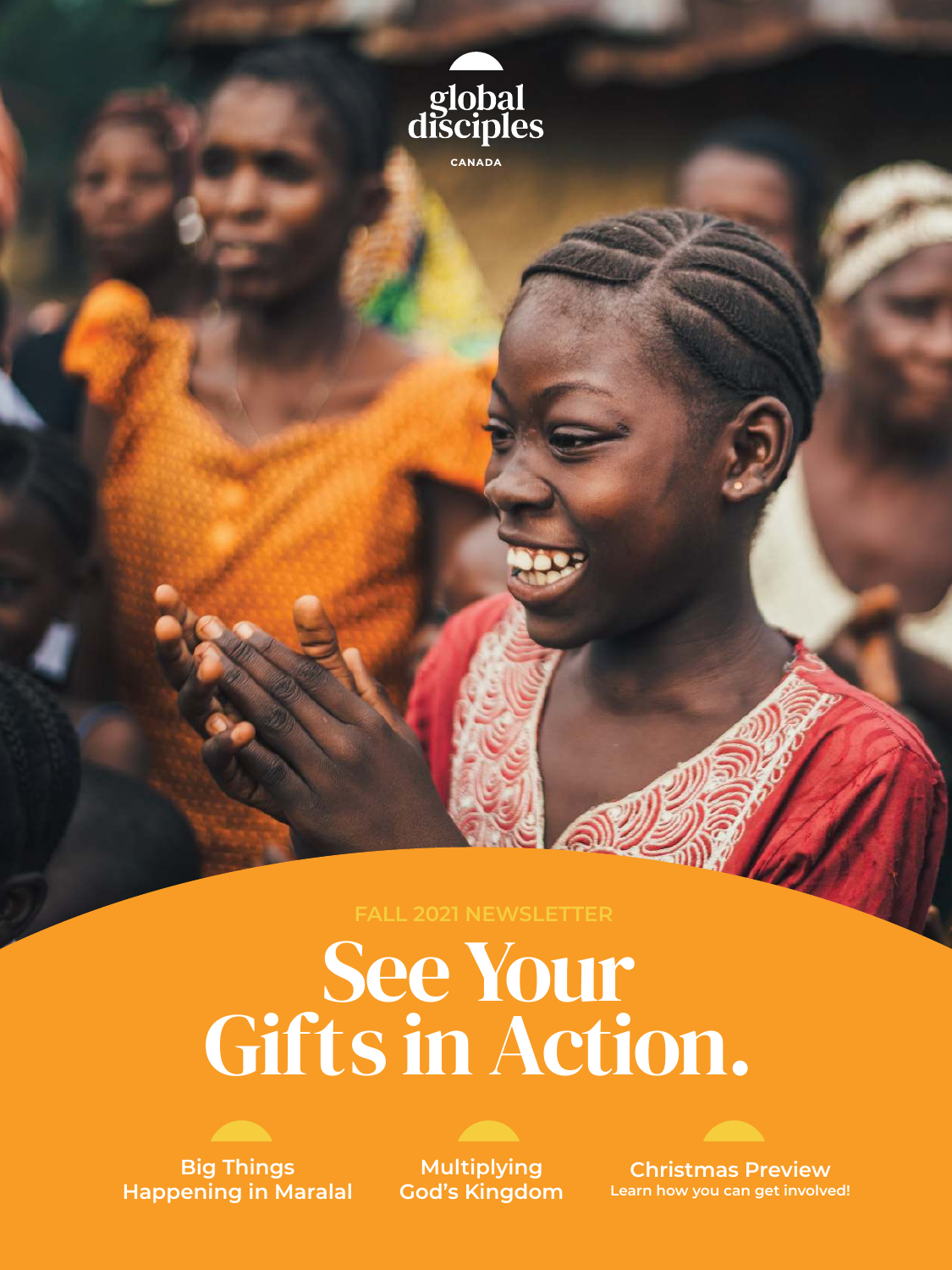global disciples

CANADA

FALL 2021 NEWSLETTER

# See Your Gifts in Action.

**Big Things Happening in Maralal**

**Multiplying God's Kingdom**

**Christmas Preview**
Learn how you can get involved!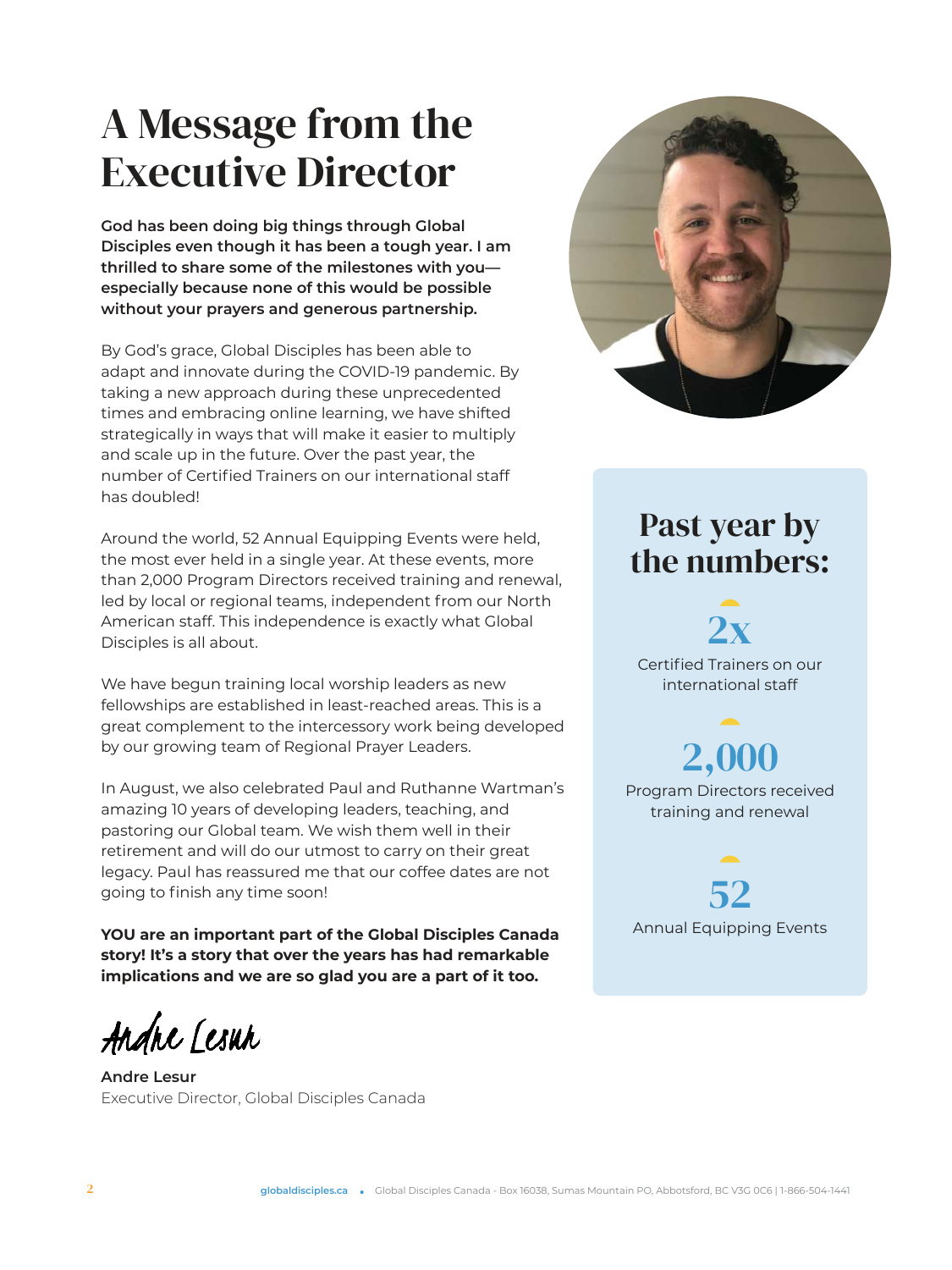# A Message from the Executive Director

**God has been doing big things through Global Disciples even though it has been a tough year. I am thrilled to share some of the milestones with you—especially because none of this would be possible without your prayers and generous partnership.**

By God's grace, Global Disciples has been able to adapt and innovate during the COVID-19 pandemic. By taking a new approach during these unprecedented times and embracing online learning, we have shifted strategically in ways that will make it easier to multiply and scale up in the future. Over the past year, the number of Certified Trainers on our international staff has doubled!

Around the world, 52 Annual Equipping Events were held, the most ever held in a single year. At these events, more than 2,000 Program Directors received training and renewal, led by local or regional teams, independent from our North American staff. This independence is exactly what Global Disciples is all about.

We have begun training local worship leaders as new fellowships are established in least-reached areas. This is a great complement to the intercessory work being developed by our growing team of Regional Prayer Leaders.

In August, we also celebrated Paul and Ruthanne Wartman's amazing 10 years of developing leaders, teaching, and pastoring our Global team. We wish them well in their retirement and will do our utmost to carry on their great legacy. Paul has reassured me that our coffee dates are not going to finish any time soon!

**YOU are an important part of the Global Disciples Canada story! It's a story that over the years has had remarkable implications and we are so glad you are a part of it too.**

*Andre Lesur*

**Andre Lesur**
Executive Director, Global Disciples Canada

## Past year by the numbers:

**2x**
Certified Trainers on our international staff

**2,000**
Program Directors received training and renewal

**52**
Annual Equipping Events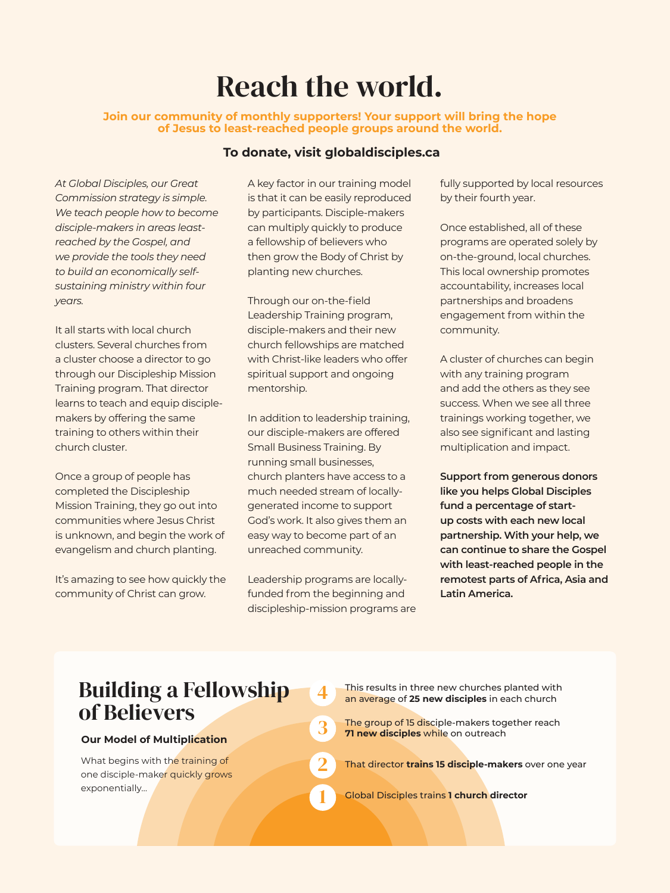# Reach the world.

**Join our community of monthly supporters! Your support will bring the hope of Jesus to least-reached people groups around the world.**

**To donate, visit globaldisciples.ca**

*At Global Disciples, our Great Commission strategy is simple. We teach people how to become disciple-makers in areas least-reached by the Gospel, and we provide the tools they need to build an economically self-sustaining ministry within four years.*

It all starts with local church clusters. Several churches from a cluster choose a director to go through our Discipleship Mission Training program. That director learns to teach and equip disciple-makers by offering the same training to others within their church cluster.

Once a group of people has completed the Discipleship Mission Training, they go out into communities where Jesus Christ is unknown, and begin the work of evangelism and church planting.

It's amazing to see how quickly the community of Christ can grow.

A key factor in our training model is that it can be easily reproduced by participants. Disciple-makers can multiply quickly to produce a fellowship of believers who then grow the Body of Christ by planting new churches.

Through our on-the-field Leadership Training program, disciple-makers and their new church fellowships are matched with Christ-like leaders who offer spiritual support and ongoing mentorship.

In addition to leadership training, our disciple-makers are offered Small Business Training. By running small businesses, church planters have access to a much needed stream of locally-generated income to support God's work. It also gives them an easy way to become part of an unreached community.

Leadership programs are locally-funded from the beginning and discipleship-mission programs are fully supported by local resources by their fourth year.

Once established, all of these programs are operated solely by on-the-ground, local churches. This local ownership promotes accountability, increases local partnerships and broadens engagement from within the community.

A cluster of churches can begin with any training program and add the others as they see success. When we see all three trainings working together, we also see significant and lasting multiplication and impact.

**Support from generous donors like you helps Global Disciples fund a percentage of start-up costs with each new local partnership. With your help, we can continue to share the Gospel with least-reached people in the remotest parts of Africa, Asia and Latin America.**

## Building a Fellowship of Believers

**Our Model of Multiplication**

What begins with the training of one disciple-maker quickly grows exponentially...

4. This results in three new churches planted with an average of **25 new disciples** in each church
3. The group of 15 disciple-makers together reach **71 new disciples** while on outreach
2. That director **trains 15 disciple-makers** over one year
1. Global Disciples trains **1 church director**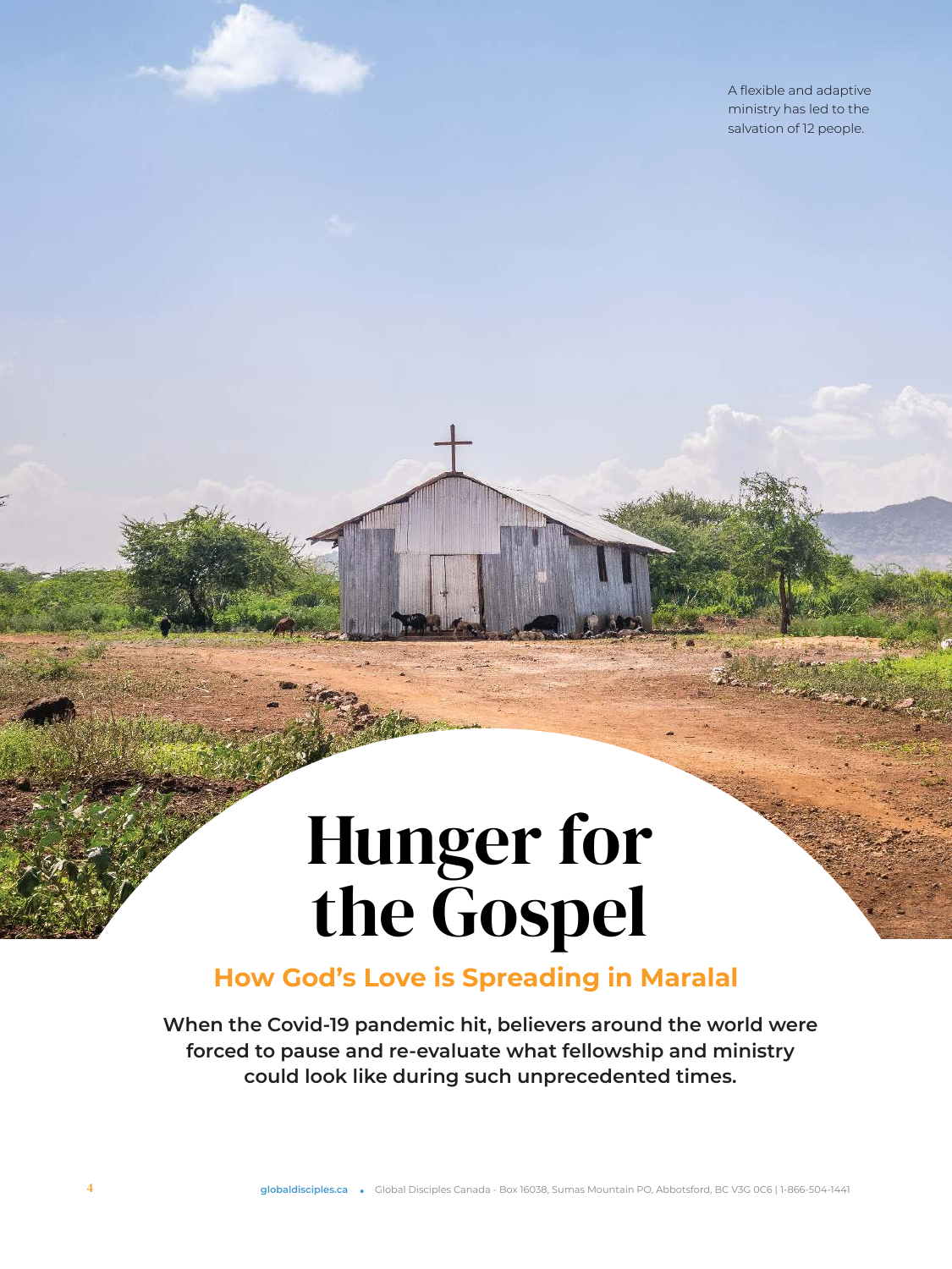A flexible and adaptive ministry has led to the salvation of 12 people.

# Hunger for the Gospel

## How God's Love is Spreading in Maralal

**When the Covid-19 pandemic hit, believers around the world were forced to pause and re-evaluate what fellowship and ministry could look like during such unprecedented times.**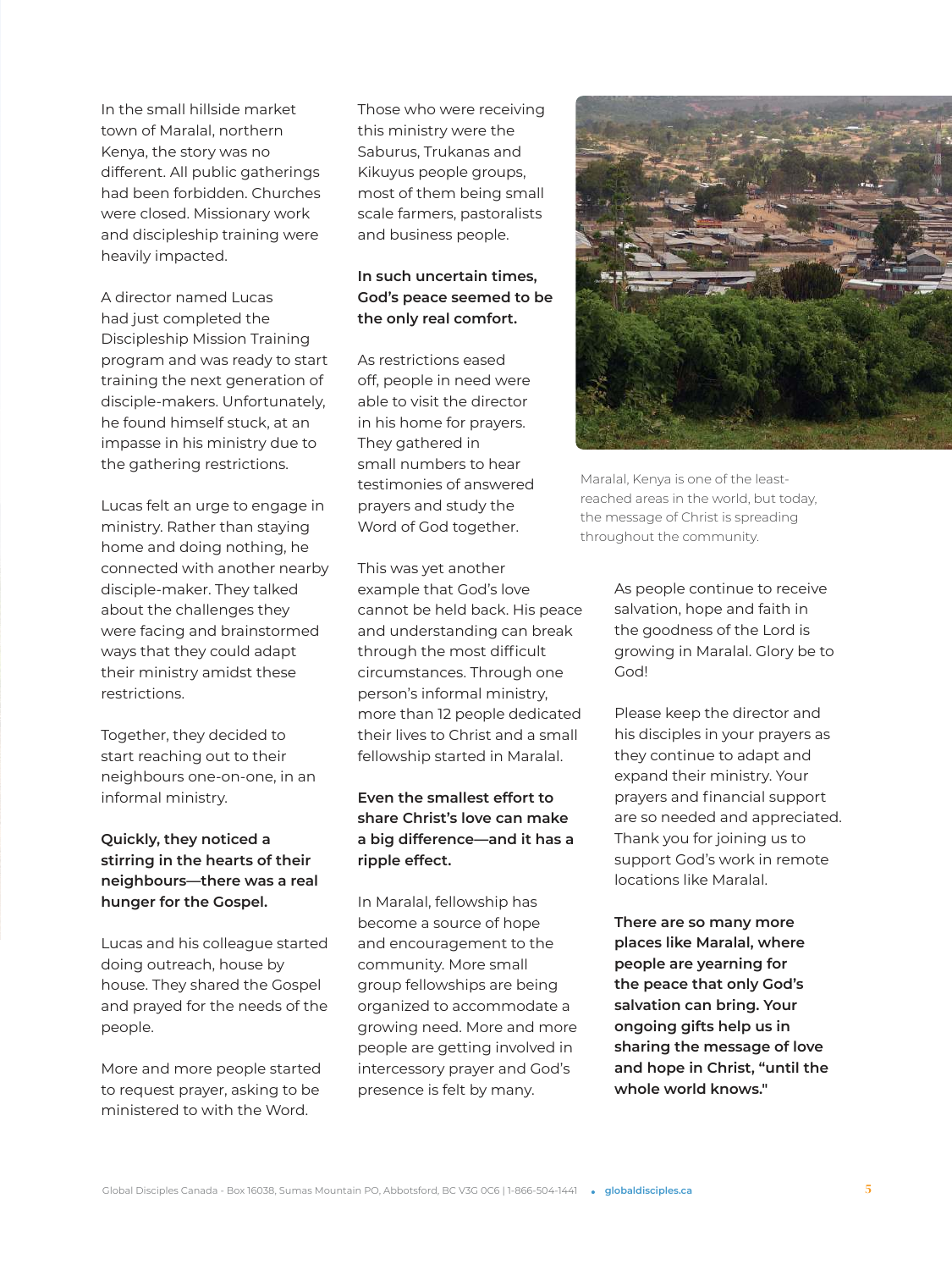In the small hillside market town of Maralal, northern Kenya, the story was no different. All public gatherings had been forbidden. Churches were closed. Missionary work and discipleship training were heavily impacted.

A director named Lucas had just completed the Discipleship Mission Training program and was ready to start training the next generation of disciple-makers. Unfortunately, he found himself stuck, at an impasse in his ministry due to the gathering restrictions.

Lucas felt an urge to engage in ministry. Rather than staying home and doing nothing, he connected with another nearby disciple-maker. They talked about the challenges they were facing and brainstormed ways that they could adapt their ministry amidst these restrictions.

Together, they decided to start reaching out to their neighbours one-on-one, in an informal ministry.

**Quickly, they noticed a stirring in the hearts of their neighbours—there was a real hunger for the Gospel.**

Lucas and his colleague started doing outreach, house by house. They shared the Gospel and prayed for the needs of the people.

More and more people started to request prayer, asking to be ministered to with the Word.

Those who were receiving this ministry were the Saburus, Trukanas and Kikuyus people groups, most of them being small scale farmers, pastoralists and business people.

**In such uncertain times, God's peace seemed to be the only real comfort.**

As restrictions eased off, people in need were able to visit the director in his home for prayers. They gathered in small numbers to hear testimonies of answered prayers and study the Word of God together.

This was yet another example that God's love cannot be held back. His peace and understanding can break through the most difficult circumstances. Through one person's informal ministry, more than 12 people dedicated their lives to Christ and a small fellowship started in Maralal.

**Even the smallest effort to share Christ's love can make a big difference—and it has a ripple effect.**

In Maralal, fellowship has become a source of hope and encouragement to the community. More small group fellowships are being organized to accommodate a growing need. More and more people are getting involved in intercessory prayer and God's presence is felt by many.

Maralal, Kenya is one of the least-reached areas in the world, but today, the message of Christ is spreading throughout the community.

As people continue to receive salvation, hope and faith in the goodness of the Lord is growing in Maralal. Glory be to God!

Please keep the director and his disciples in your prayers as they continue to adapt and expand their ministry. Your prayers and financial support are so needed and appreciated. Thank you for joining us to support God's work in remote locations like Maralal.

**There are so many more places like Maralal, where people are yearning for the peace that only God's salvation can bring. Your ongoing gifts help us in sharing the message of love and hope in Christ, "until the whole world knows."**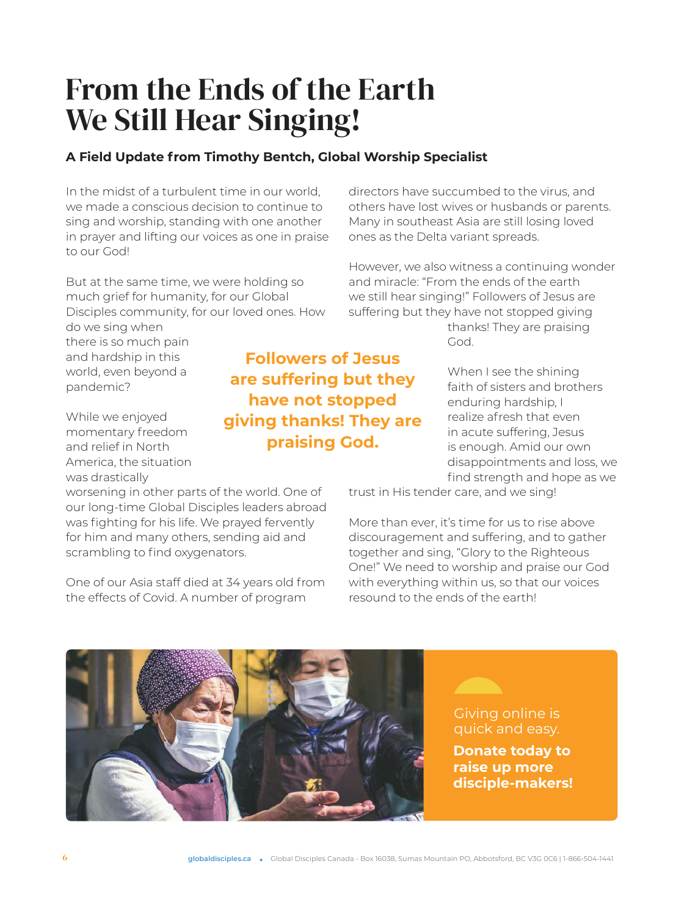# From the Ends of the Earth We Still Hear Singing!

**A Field Update from Timothy Bentch, Global Worship Specialist**

In the midst of a turbulent time in our world, we made a conscious decision to continue to sing and worship, standing with one another in prayer and lifting our voices as one in praise to our God!

But at the same time, we were holding so much grief for humanity, for our Global Disciples community, for our loved ones. How do we sing when there is so much pain and hardship in this world, even beyond a pandemic?

While we enjoyed momentary freedom and relief in North America, the situation was drastically worsening in other parts of the world. One of our long-time Global Disciples leaders abroad was fighting for his life. We prayed fervently for him and many others, sending aid and scrambling to find oxygenators.

One of our Asia staff died at 34 years old from the effects of Covid. A number of program directors have succumbed to the virus, and others have lost wives or husbands or parents. Many in southeast Asia are still losing loved ones as the Delta variant spreads.

However, we also witness a continuing wonder and miracle: "From the ends of the earth we still hear singing!" Followers of Jesus are suffering but they have not stopped giving thanks! They are praising God.

**Followers of Jesus are suffering but they have not stopped giving thanks! They are praising God.**

When I see the shining faith of sisters and brothers enduring hardship, I realize afresh that even in acute suffering, Jesus is enough. Amid our own disappointments and loss, we find strength and hope as we trust in His tender care, and we sing!

More than ever, it's time for us to rise above discouragement and suffering, and to gather together and sing, "Glory to the Righteous One!" We need to worship and praise our God with everything within us, so that our voices resound to the ends of the earth!

Giving online is quick and easy.

**Donate today to raise up more disciple-makers!**

globaldisciples.ca • Global Disciples Canada - Box 16038, Sumas Mountain PO, Abbotsford, BC V3G 0C6 | 1-866-504-1441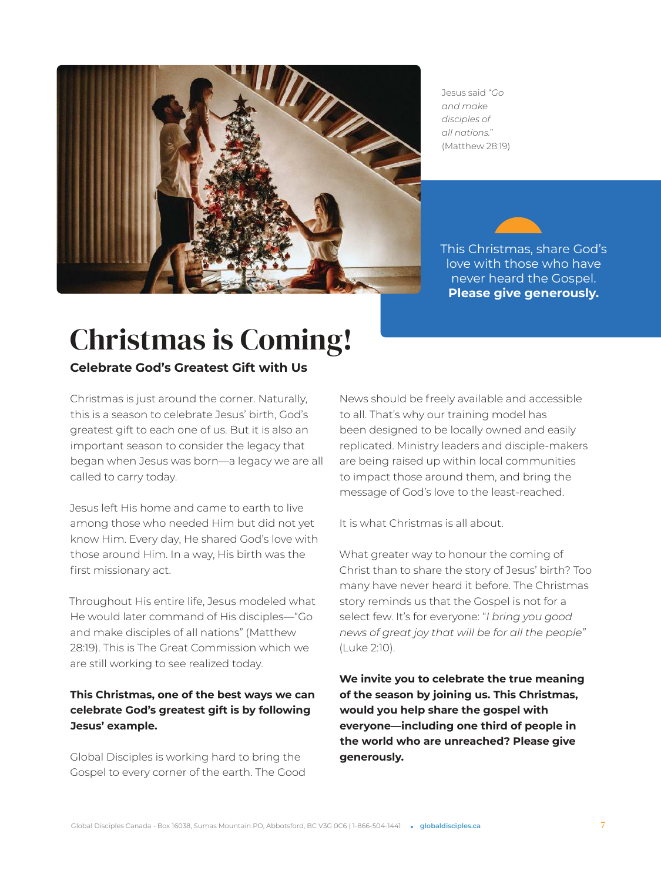Jesus said "*Go and make disciples of all nations.*" (Matthew 28:19)

This Christmas, share God's love with those who have never heard the Gospel. **Please give generously.**

# Christmas is Coming!

**Celebrate God's Greatest Gift with Us**

Christmas is just around the corner. Naturally, this is a season to celebrate Jesus' birth, God's greatest gift to each one of us. But it is also an important season to consider the legacy that began when Jesus was born—a legacy we are all called to carry today.

Jesus left His home and came to earth to live among those who needed Him but did not yet know Him. Every day, He shared God's love with those around Him. In a way, His birth was the first missionary act.

Throughout His entire life, Jesus modeled what He would later command of His disciples—"Go and make disciples of all nations" (Matthew 28:19). This is The Great Commission which we are still working to see realized today.

**This Christmas, one of the best ways we can celebrate God's greatest gift is by following Jesus' example.**

Global Disciples is working hard to bring the Gospel to every corner of the earth. The Good News should be freely available and accessible to all. That's why our training model has been designed to be locally owned and easily replicated. Ministry leaders and disciple-makers are being raised up within local communities to impact those around them, and bring the message of God's love to the least-reached.

It is what Christmas is all about.

What greater way to honour the coming of Christ than to share the story of Jesus' birth? Too many have never heard it before. The Christmas story reminds us that the Gospel is not for a select few. It's for everyone: "*I bring you good news of great joy that will be for all the people"* (Luke 2:10).

**We invite you to celebrate the true meaning of the season by joining us. This Christmas, would you help share the gospel with everyone—including one third of people in the world who are unreached? Please give generously.**

Global Disciples Canada - Box 16038, Sumas Mountain PO, Abbotsford, BC V3G 0C6 | 1-866-504-1441 • globaldisciples.ca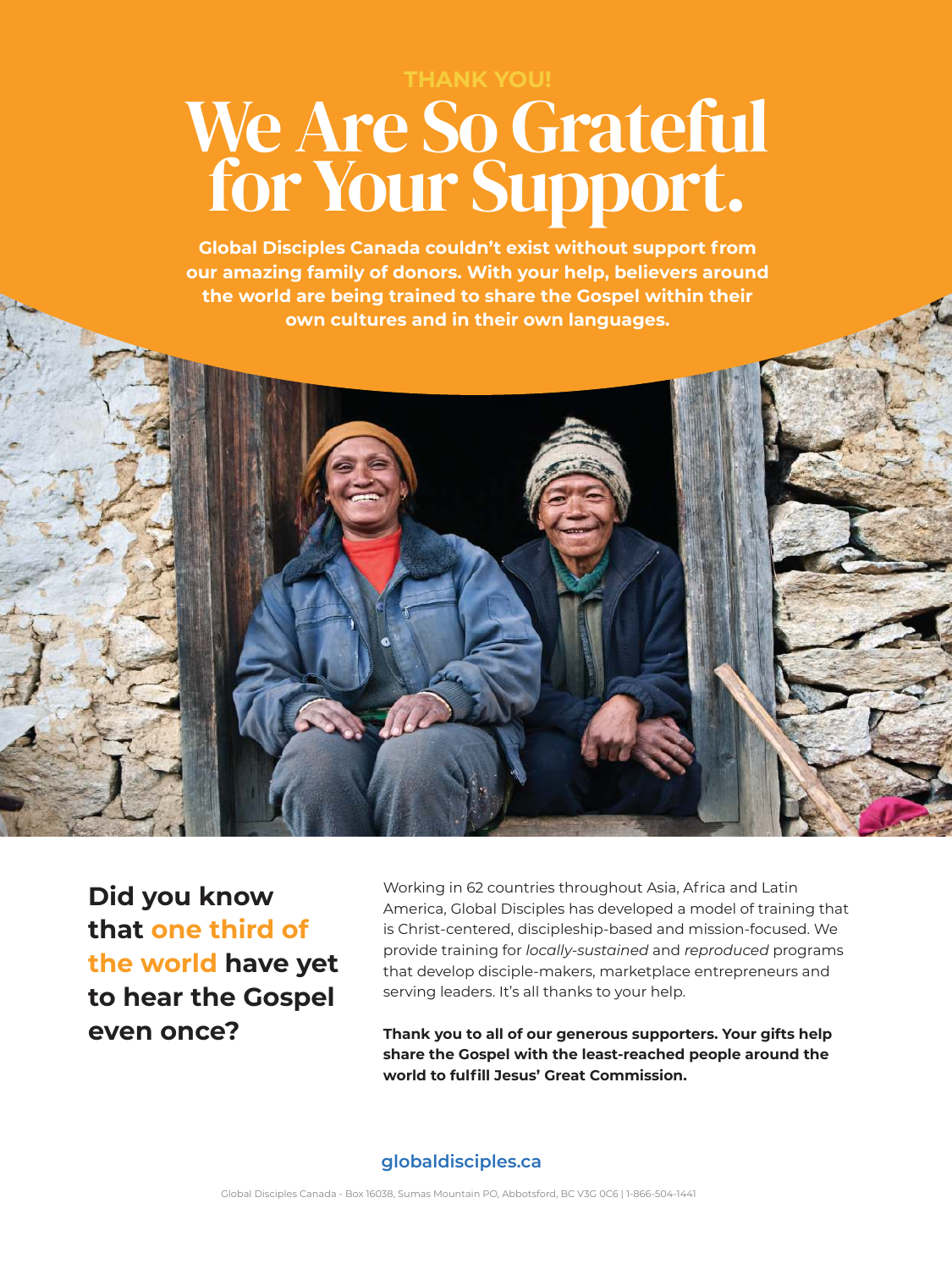THANK YOU!

# We Are So Grateful for Your Support.

**Global Disciples Canada couldn't exist without support from our amazing family of donors. With your help, believers around the world are being trained to share the Gospel within their own cultures and in their own languages.**

## Did you know that one third of the world have yet to hear the Gospel even once?

Working in 62 countries throughout Asia, Africa and Latin America, Global Disciples has developed a model of training that is Christ-centered, discipleship-based and mission-focused. We provide training for *locally-sustained* and *reproduced* programs that develop disciple-makers, marketplace entrepreneurs and serving leaders. It's all thanks to your help.

**Thank you to all of our generous supporters. Your gifts help share the Gospel with the least-reached people around the world to fulfill Jesus' Great Commission.**

**globaldisciples.ca**

Global Disciples Canada - Box 16038, Sumas Mountain PO, Abbotsford, BC V3G 0C6 | 1-866-504-1441